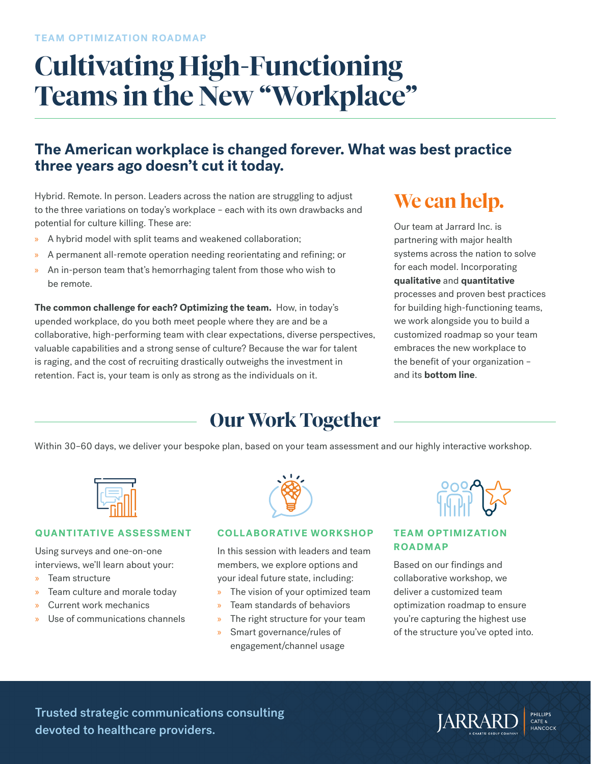TEAM OPTIMIZATION ROADMAP

# Cultivating High-Functioning Teams in the New "Workplace"

## The American workplace is changed forever. What was best practice three years ago doesn't cut it today.

Hybrid. Remote. In person. Leaders across the nation are struggling to adjust to the three variations on today's workplace – each with its own drawbacks and potential for culture killing. These are:

- A hybrid model with split teams and weakened collaboration;
- A permanent all-remote operation needing reorientating and refining; or
- An in-person team that's hemorrhaging talent from those who wish to be remote.

**The common challenge for each? Optimizing the team.** How, in today's upended workplace, do you both meet people where they are and be a collaborative, high-performing team with clear expectations, diverse perspectives, valuable capabilities and a strong sense of culture? Because the war for talent is raging, and the cost of recruiting drastically outweighs the investment in retention. Fact is, your team is only as strong as the individuals on it.

## We can help.

Our team at Jarrard Inc. is partnering with major health systems across the nation to solve for each model. Incorporating **qualitative** and **quantitative** processes and proven best practices for building high-functioning teams, we work alongside you to build a customized roadmap so your team embraces the new workplace to the benefit of your organization – and its **bottom line**.

## Our Work Together

Within 30–60 days, we deliver your bespoke plan, based on your team assessment and our highly interactive workshop.

### QUANTITATIVE ASSESSMENT

Using surveys and one-on-one interviews, we'll learn about your:

- Team structure
- Team culture and morale today
- Current work mechanics
- Use of communications channels

### COLLABORATIVE WORKSHOP

In this session with leaders and team members, we explore options and your ideal future state, including:

- The vision of your optimized team
- Team standards of behaviors
- The right structure for your team
- Smart governance/rules of engagement/channel usage

### TEAM OPTIMIZATION ROADMAP

Based on our findings and collaborative workshop, we deliver a customized team optimization roadmap to ensure you're capturing the highest use of the structure you've opted into.

Trusted strategic communications consulting devoted to healthcare providers.

JARRARD | PHILLIPS CATE & HANCOCK

A CHARTIS GROUP COMPANY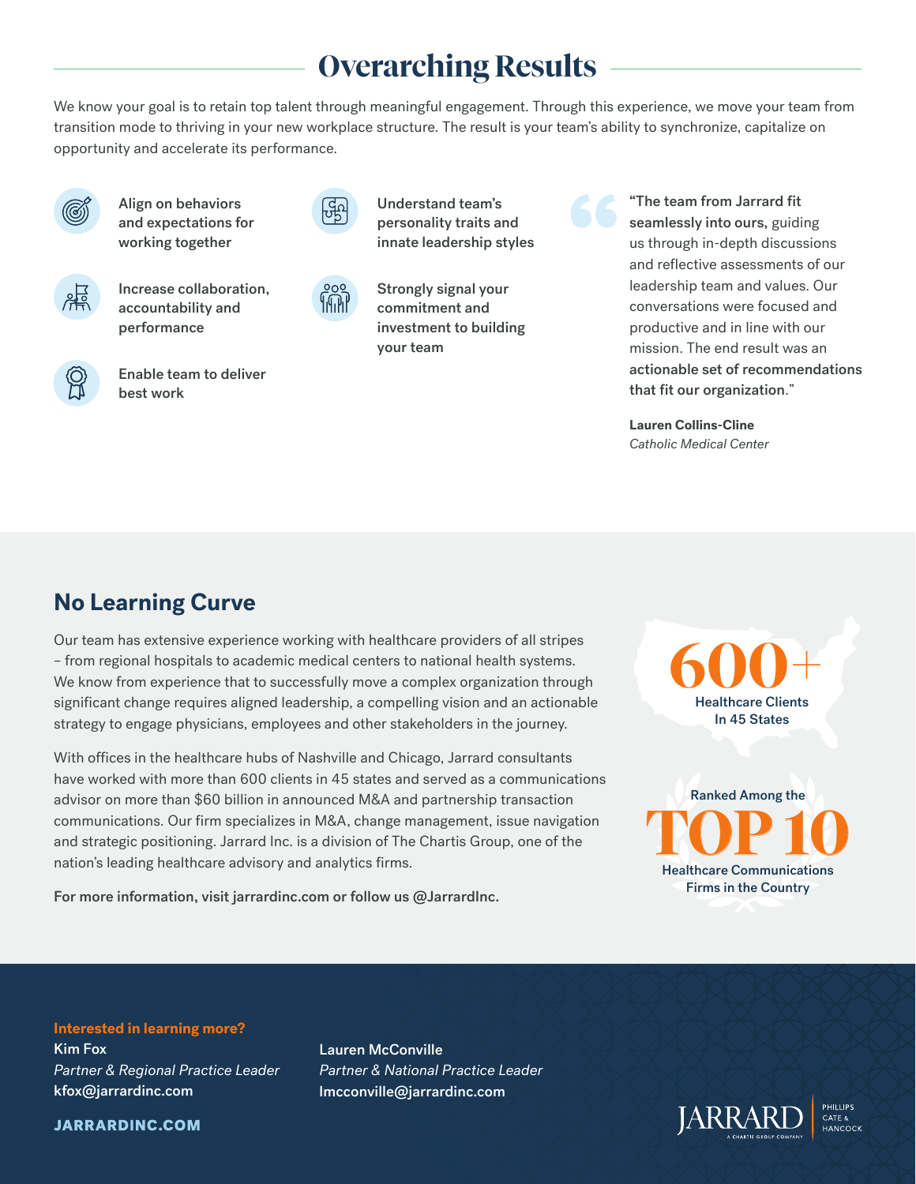# Overarching Results

We know your goal is to retain top talent through meaningful engagement. Through this experience, we move your team from transition mode to thriving in your new workplace structure. The result is your team's ability to synchronize, capitalize on opportunity and accelerate its performance.

- Align on behaviors and expectations for working together
- Increase collaboration, accountability and performance
- Enable team to deliver best work
- Understand team's personality traits and innate leadership styles
- Strongly signal your commitment and investment to building your team

> "**The team from Jarrard fit seamlessly into ours,** guiding us through in-depth discussions and reflective assessments of our leadership team and values. Our conversations were focused and productive and in line with our mission. The end result was an **actionable set of recommendations that fit our organization.**"
>
> **Lauren Collins-Cline**
> *Catholic Medical Center*

## No Learning Curve

Our team has extensive experience working with healthcare providers of all stripes – from regional hospitals to academic medical centers to national health systems. We know from experience that to successfully move a complex organization through significant change requires aligned leadership, a compelling vision and an actionable strategy to engage physicians, employees and other stakeholders in the journey.

With offices in the healthcare hubs of Nashville and Chicago, Jarrard consultants have worked with more than 600 clients in 45 states and served as a communications advisor on more than $60 billion in announced M&A and partnership transaction communications. Our firm specializes in M&A, change management, issue navigation and strategic positioning. Jarrard Inc. is a division of The Chartis Group, one of the nation's leading healthcare advisory and analytics firms.

**For more information, visit jarrardinc.com or follow us @JarrardInc.**

**600+** Healthcare Clients In 45 States

Ranked Among the **TOP 10** Healthcare Communications Firms in the Country

**Interested in learning more?**

**Kim Fox**
*Partner & Regional Practice Leader*
kfox@jarrardinc.com

**Lauren McConville**
*Partner & National Practice Leader*
lmcconville@jarrardinc.com

**JARRARDINC.COM**

JARRARD — A CHARTIS GROUP COMPANY | PHILLIPS CATE & HANCOCK